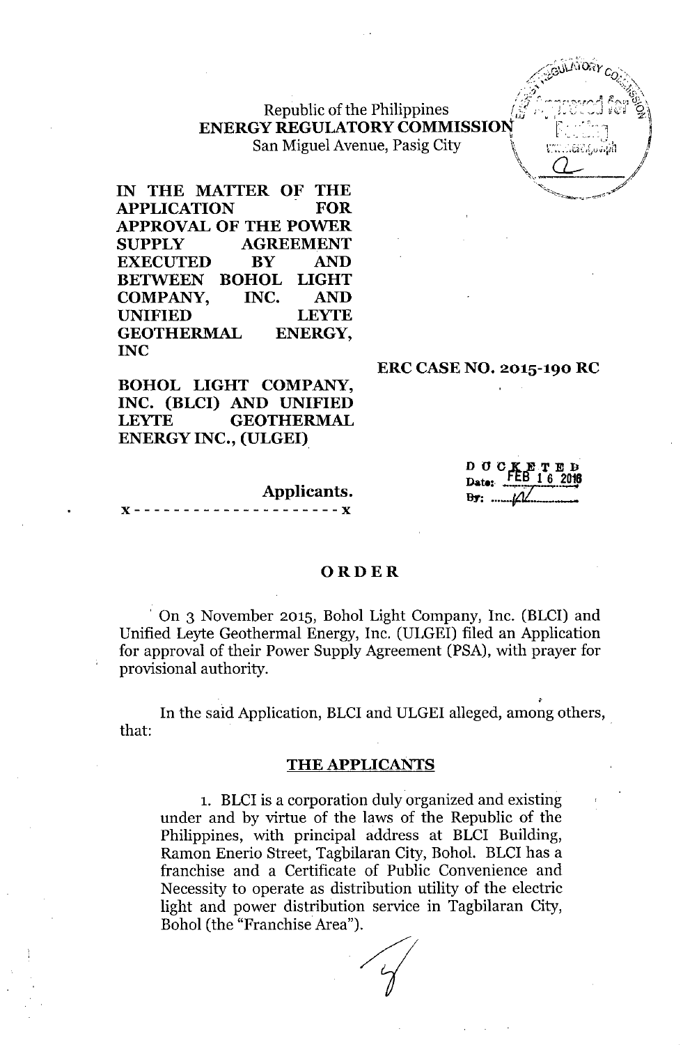Republic of the Philippines
**ENERGY REGULATORY COMMISSION**
San Miguel Avenue, Pasig City

**IN THE MATTER OF THE APPLICATION FOR APPROVAL OF THE POWER SUPPLY AGREEMENT EXECUTED BY AND BETWEEN BOHOL LIGHT COMPANY, INC. AND UNIFIED LEYTE GEOTHERMAL ENERGY, INC**

**ERC CASE NO. 2015-190 RC**

**BOHOL LIGHT COMPANY, INC. (BLCI) AND UNIFIED LEYTE GEOTHERMAL ENERGY INC., (ULGEI)**

**Applicants.**

x - - - - - - - - - - - - - - - - - - - - - x

DOCKETED
Date: FEB 16 2016
By: ........

## ORDER

On 3 November 2015, Bohol Light Company, Inc. (BLCI) and Unified Leyte Geothermal Energy, Inc. (ULGEI) filed an Application for approval of their Power Supply Agreement (PSA), with prayer for provisional authority.

In the said Application, BLCI and ULGEI alleged, among others, that:

**THE APPLICANTS**

1. BLCI is a corporation duly organized and existing under and by virtue of the laws of the Republic of the Philippines, with principal address at BLCI Building, Ramon Enerio Street, Tagbilaran City, Bohol. BLCI has a franchise and a Certificate of Public Convenience and Necessity to operate as distribution utility of the electric light and power distribution service in Tagbilaran City, Bohol (the "Franchise Area").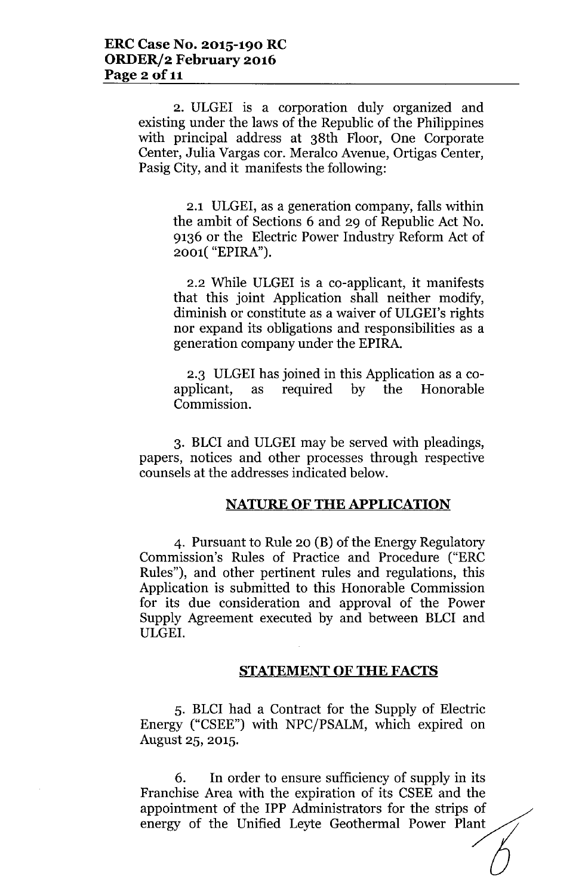2. ULGEI is a corporation duly organized and existing under the laws of the Republic of the Philippines with principal address at 38th Floor, One Corporate Center, Julia Vargas cor. Meralco Avenue, Ortigas Center, Pasig City, and it manifests the following:

2.1 ULGEI, as a generation company, falls within the ambit of Sections 6 and 29 of Republic Act No. 9136 or the Electric Power Industry Reform Act of 2001( "EPIRA").

2.2 While ULGEI is a co-applicant, it manifests that this joint Application shall neither modify, diminish or constitute as a waiver of ULGEI's rights nor expand its obligations and responsibilities as a generation company under the EPIRA.

2.3 ULGEI has joined in this Application as a co-applicant, as required by the Honorable Commission.

3. BLCI and ULGEI may be served with pleadings, papers, notices and other processes through respective counsels at the addresses indicated below.

**NATURE OF THE APPLICATION**

4. Pursuant to Rule 20 (B) of the Energy Regulatory Commission's Rules of Practice and Procedure ("ERC Rules"), and other pertinent rules and regulations, this Application is submitted to this Honorable Commission for its due consideration and approval of the Power Supply Agreement executed by and between BLCI and ULGEI.

**STATEMENT OF THE FACTS**

5. BLCI had a Contract for the Supply of Electric Energy ("CSEE") with NPC/PSALM, which expired on August 25, 2015.

6. In order to ensure sufficiency of supply in its Franchise Area with the expiration of its CSEE and the appointment of the IPP Administrators for the strips of energy of the Unified Leyte Geothermal Power Plant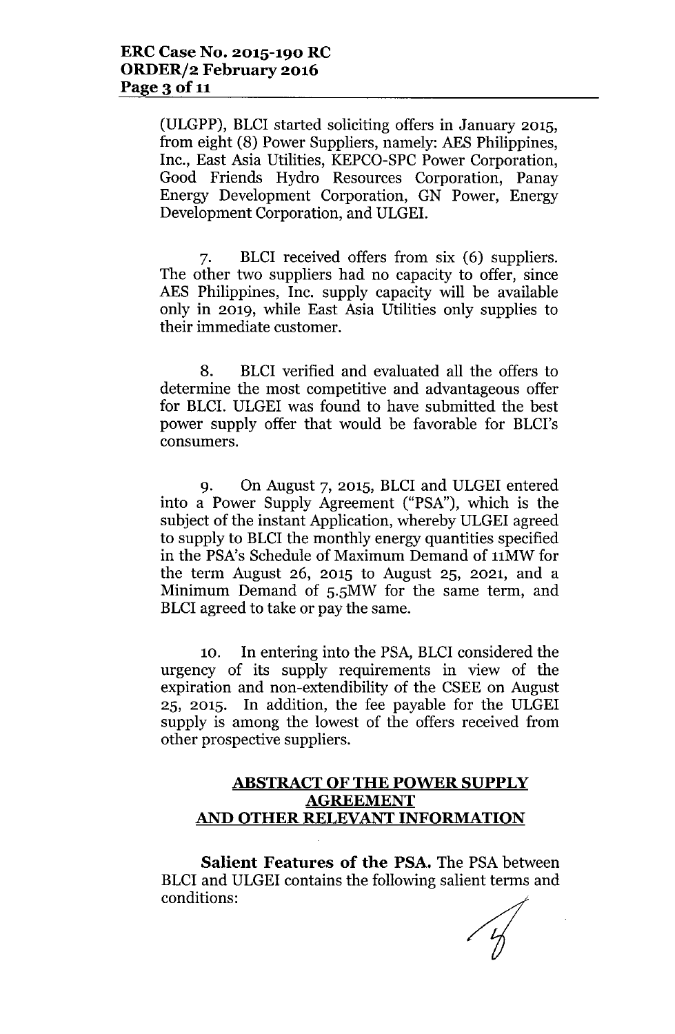(ULGPP), BLCI started soliciting offers in January 2015, from eight (8) Power Suppliers, namely: AES Philippines, Inc., East Asia Utilities, KEPCO-SPC Power Corporation, Good Friends Hydro Resources Corporation, Panay Energy Development Corporation, GN Power, Energy Development Corporation, and ULGEI.

7. BLCI received offers from six (6) suppliers. The other two suppliers had no capacity to offer, since AES Philippines, Inc. supply capacity will be available only in 2019, while East Asia Utilities only supplies to their immediate customer.

8. BLCI verified and evaluated all the offers to determine the most competitive and advantageous offer for BLCI. ULGEI was found to have submitted the best power supply offer that would be favorable for BLCI's consumers.

9. On August 7, 2015, BLCI and ULGEI entered into a Power Supply Agreement ("PSA"), which is the subject of the instant Application, whereby ULGEI agreed to supply to BLCI the monthly energy quantities specified in the PSA's Schedule of Maximum Demand of 11MW for the term August 26, 2015 to August 25, 2021, and a Minimum Demand of 5.5MW for the same term, and BLCI agreed to take or pay the same.

10. In entering into the PSA, BLCI considered the urgency of its supply requirements in view of the expiration and non-extendibility of the CSEE on August 25, 2015. In addition, the fee payable for the ULGEI supply is among the lowest of the offers received from other prospective suppliers.

## ABSTRACT OF THE POWER SUPPLY AGREEMENT AND OTHER RELEVANT INFORMATION

**Salient Features of the PSA.** The PSA between BLCI and ULGEI contains the following salient terms and conditions: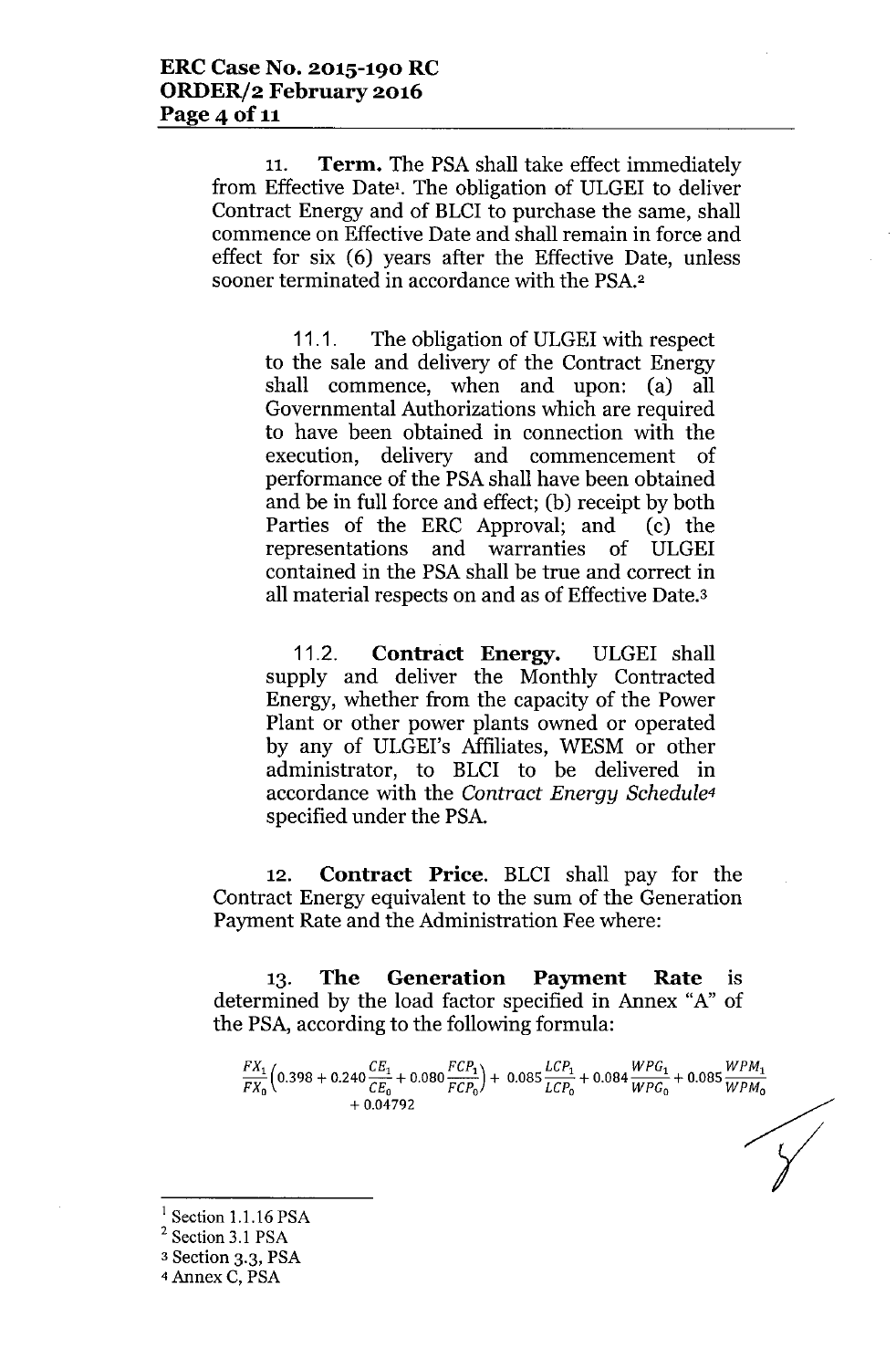11. **Term.** The PSA shall take effect immediately from Effective Date[1]. The obligation of ULGEI to deliver Contract Energy and of BLCI to purchase the same, shall commence on Effective Date and shall remain in force and effect for six (6) years after the Effective Date, unless sooner terminated in accordance with the PSA.[2]

> 11.1. The obligation of ULGEI with respect to the sale and delivery of the Contract Energy shall commence, when and upon: (a) all Governmental Authorizations which are required to have been obtained in connection with the execution, delivery and commencement of performance of the PSA shall have been obtained and be in full force and effect; (b) receipt by both Parties of the ERC Approval; and (c) the representations and warranties of ULGEI contained in the PSA shall be true and correct in all material respects on and as of Effective Date.[3]
>
> 11.2. **Contract Energy.** ULGEI shall supply and deliver the Monthly Contracted Energy, whether from the capacity of the Power Plant or other power plants owned or operated by any of ULGEI's Affiliates, WESM or other administrator, to BLCI to be delivered in accordance with the *Contract Energy Schedule*[4] specified under the PSA.

12. **Contract Price.** BLCI shall pay for the Contract Energy equivalent to the sum of the Generation Payment Rate and the Administration Fee where:

13. **The Generation Payment Rate** is determined by the load factor specified in Annex "A" of the PSA, according to the following formula:

$$\frac{FX_1}{FX_0}\left(0.398 + 0.240\frac{CE_1}{CE_0} + 0.080\frac{FCP_1}{FCP_0}\right) + 0.085\frac{LCP_1}{LCP_0} + 0.084\frac{WPG_1}{WPG_0} + 0.085\frac{WPM_1}{WPM_0} + 0.04792$$

---

[1] Section 1.1.16 PSA

[2] Section 3.1 PSA

[3] Section 3.3, PSA

[4] Annex C, PSA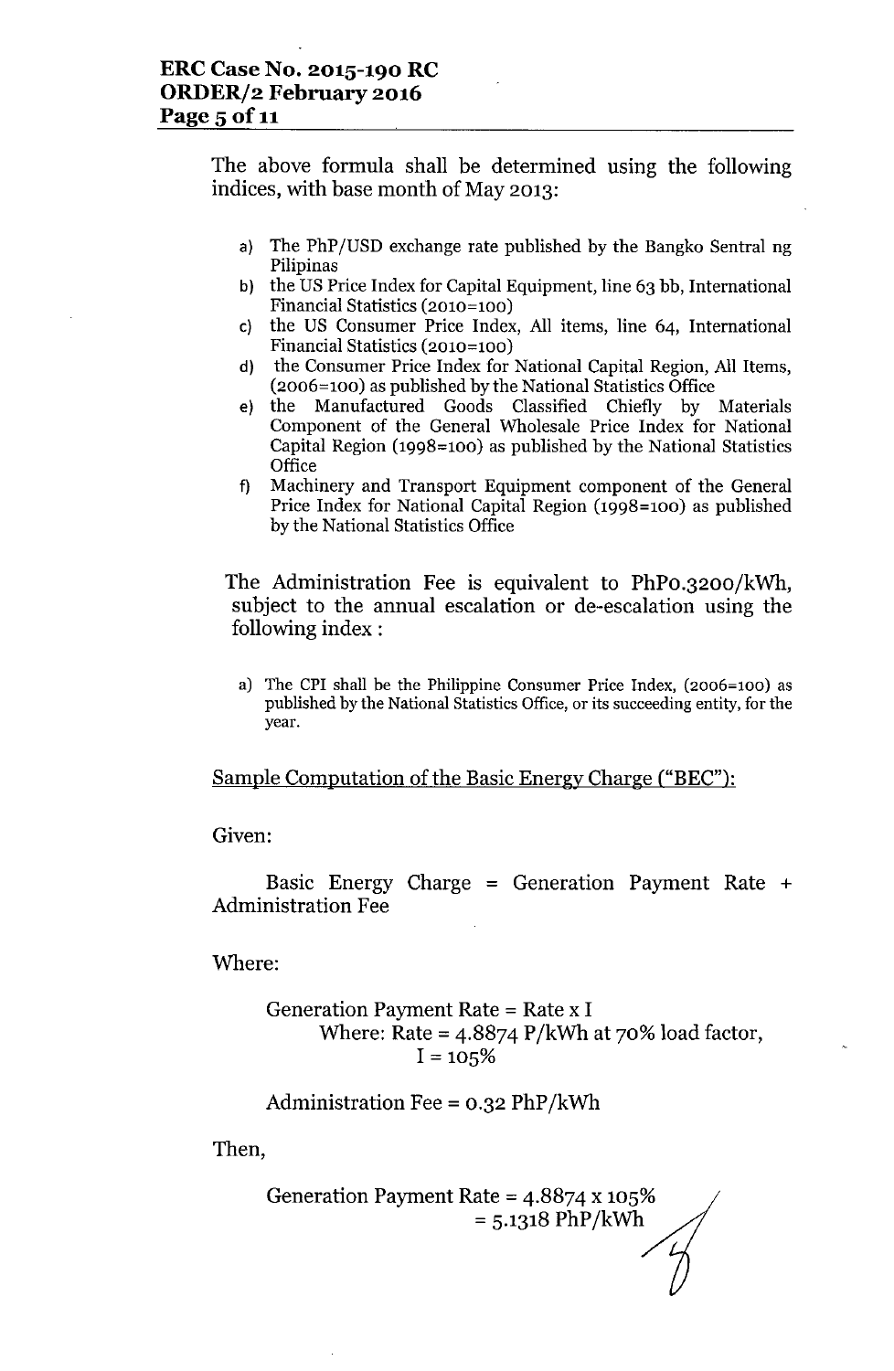The above formula shall be determined using the following indices, with base month of May 2013:

a) The PhP/USD exchange rate published by the Bangko Sentral ng Pilipinas
b) the US Price Index for Capital Equipment, line 63 bb, International Financial Statistics (2010=100)
c) the US Consumer Price Index, All items, line 64, International Financial Statistics (2010=100)
d) the Consumer Price Index for National Capital Region, All Items, (2006=100) as published by the National Statistics Office
e) the Manufactured Goods Classified Chiefly by Materials Component of the General Wholesale Price Index for National Capital Region (1998=100) as published by the National Statistics Office
f) Machinery and Transport Equipment component of the General Price Index for National Capital Region (1998=100) as published by the National Statistics Office

The Administration Fee is equivalent to PhP0.3200/kWh, subject to the annual escalation or de-escalation using the following index :

a) The CPI shall be the Philippine Consumer Price Index, (2006=100) as published by the National Statistics Office, or its succeeding entity, for the year.

<u>Sample Computation of the Basic Energy Charge ("BEC"):</u>

Given:

Basic Energy Charge = Generation Payment Rate + Administration Fee

Where:

Generation Payment Rate = Rate x I
Where: Rate = 4.8874 P/kWh at 70% load factor,
I = 105%

Administration Fee = 0.32 PhP/kWh

Then,

Generation Payment Rate = 4.8874 x 105%
= 5.1318 PhP/kWh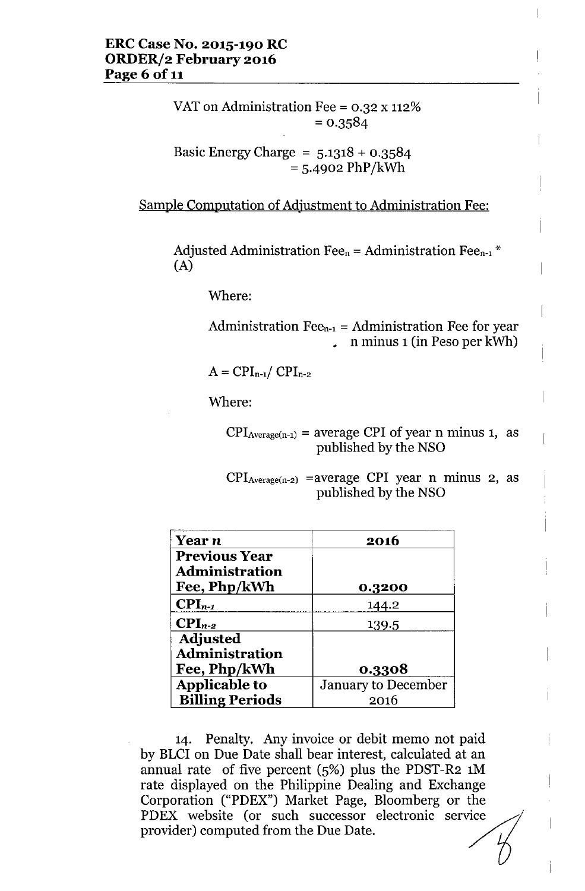VAT on Administration Fee = 0.32 x 112%
= 0.3584

Basic Energy Charge = 5.1318 + 0.3584
= 5.4902 PhP/kWh

Sample Computation of Adjustment to Administration Fee:

Adjusted Administration Fee$_n$ = Administration Fee$_{n-1}$ * (A)

Where:

Administration Fee$_{n-1}$ = Administration Fee for year n minus 1 (in Peso per kWh)

$A = CPI_{n-1} / CPI_{n-2}$

Where:

$CPI_{Average(n-1)}$ = average CPI of year n minus 1, as published by the NSO

$CPI_{Average(n-2)}$ = average CPI year n minus 2, as published by the NSO

| **Year *n*** | **2016** |
|---|---|
| **Previous Year Administration Fee, Php/kWh** | **0.3200** |
| **$CPI_{n-1}$** | 144.2 |
| **$CPI_{n-2}$** | 139.5 |
| **Adjusted Administration Fee, Php/kWh** | **0.3308** |
| **Applicable to Billing Periods** | January to December 2016 |

14. Penalty. Any invoice or debit memo not paid by BLCI on Due Date shall bear interest, calculated at an annual rate of five percent (5%) plus the PDST-R2 1M rate displayed on the Philippine Dealing and Exchange Corporation ("PDEX") Market Page, Bloomberg or the PDEX website (or such successor electronic service provider) computed from the Due Date.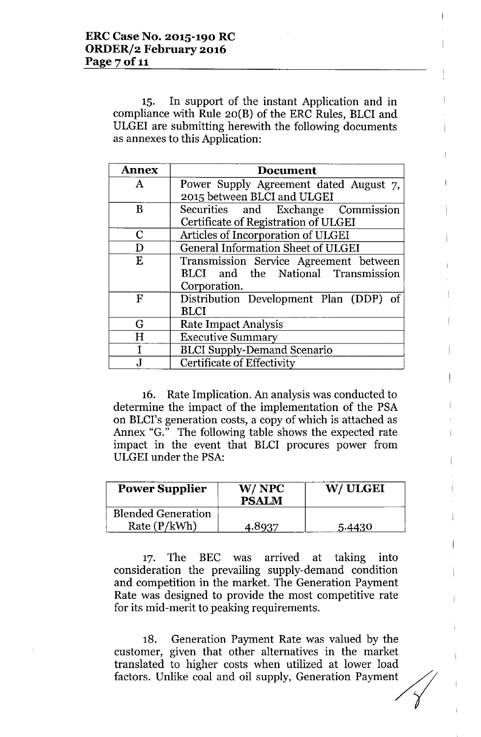15. In support of the instant Application and in compliance with Rule 20(B) of the ERC Rules, BLCI and ULGEI are submitting herewith the following documents as annexes to this Application:

| Annex | Document |
|---|---|
| A | Power Supply Agreement dated August 7, 2015 between BLCI and ULGEI |
| B | Securities and Exchange Commission Certificate of Registration of ULGEI |
| C | Articles of Incorporation of ULGEI |
| D | General Information Sheet of ULGEI |
| E | Transmission Service Agreement between BLCI and the National Transmission Corporation. |
| F | Distribution Development Plan (DDP) of BLCI |
| G | Rate Impact Analysis |
| H | Executive Summary |
| I | BLCI Supply-Demand Scenario |
| J | Certificate of Effectivity |

16. Rate Implication. An analysis was conducted to determine the impact of the implementation of the PSA on BLCI's generation costs, a copy of which is attached as Annex "G." The following table shows the expected rate impact in the event that BLCI procures power from ULGEI under the PSA:

| Power Supplier | W/ NPC PSALM | W/ ULGEI |
|---|---|---|
| Blended Generation Rate (P/kWh) | 4.8937 | 5.4430 |

17. The BEC was arrived at taking into consideration the prevailing supply-demand condition and competition in the market. The Generation Payment Rate was designed to provide the most competitive rate for its mid-merit to peaking requirements.

18. Generation Payment Rate was valued by the customer, given that other alternatives in the market translated to higher costs when utilized at lower load factors. Unlike coal and oil supply, Generation Payment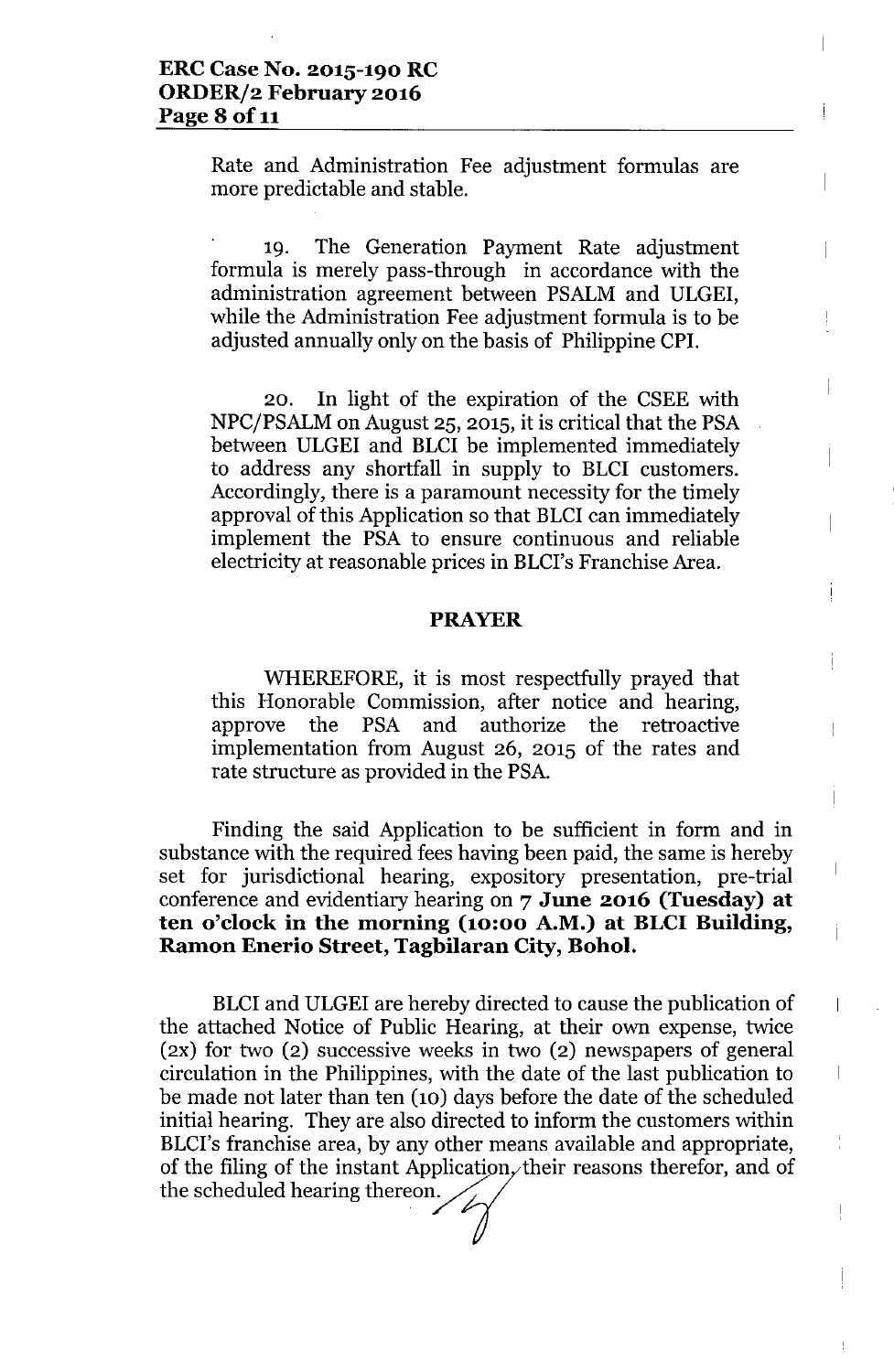Rate and Administration Fee adjustment formulas are more predictable and stable.

19. The Generation Payment Rate adjustment formula is merely pass-through in accordance with the administration agreement between PSALM and ULGEI, while the Administration Fee adjustment formula is to be adjusted annually only on the basis of Philippine CPI.

20. In light of the expiration of the CSEE with NPC/PSALM on August 25, 2015, it is critical that the PSA between ULGEI and BLCI be implemented immediately to address any shortfall in supply to BLCI customers. Accordingly, there is a paramount necessity for the timely approval of this Application so that BLCI can immediately implement the PSA to ensure continuous and reliable electricity at reasonable prices in BLCI's Franchise Area.

## PRAYER

WHEREFORE, it is most respectfully prayed that this Honorable Commission, after notice and hearing, approve the PSA and authorize the retroactive implementation from August 26, 2015 of the rates and rate structure as provided in the PSA.

Finding the said Application to be sufficient in form and in substance with the required fees having been paid, the same is hereby set for jurisdictional hearing, expository presentation, pre-trial conference and evidentiary hearing on **7 June 2016 (Tuesday) at ten o'clock in the morning (10:00 A.M.) at BLCI Building, Ramon Enerio Street, Tagbilaran City, Bohol.**

BLCI and ULGEI are hereby directed to cause the publication of the attached Notice of Public Hearing, at their own expense, twice (2x) for two (2) successive weeks in two (2) newspapers of general circulation in the Philippines, with the date of the last publication to be made not later than ten (10) days before the date of the scheduled initial hearing. They are also directed to inform the customers within BLCI's franchise area, by any other means available and appropriate, of the filing of the instant Application, their reasons therefor, and of the scheduled hearing thereon.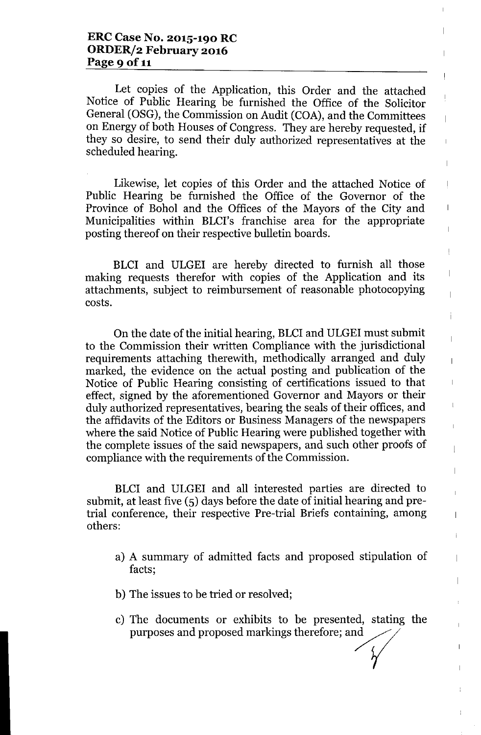Let copies of the Application, this Order and the attached Notice of Public Hearing be furnished the Office of the Solicitor General (OSG), the Commission on Audit (COA), and the Committees on Energy of both Houses of Congress. They are hereby requested, if they so desire, to send their duly authorized representatives at the scheduled hearing.

Likewise, let copies of this Order and the attached Notice of Public Hearing be furnished the Office of the Governor of the Province of Bohol and the Offices of the Mayors of the City and Municipalities within BLCI's franchise area for the appropriate posting thereof on their respective bulletin boards.

BLCI and ULGEI are hereby directed to furnish all those making requests therefor with copies of the Application and its attachments, subject to reimbursement of reasonable photocopying costs.

On the date of the initial hearing, BLCI and ULGEI must submit to the Commission their written Compliance with the jurisdictional requirements attaching therewith, methodically arranged and duly marked, the evidence on the actual posting and publication of the Notice of Public Hearing consisting of certifications issued to that effect, signed by the aforementioned Governor and Mayors or their duly authorized representatives, bearing the seals of their offices, and the affidavits of the Editors or Business Managers of the newspapers where the said Notice of Public Hearing were published together with the complete issues of the said newspapers, and such other proofs of compliance with the requirements of the Commission.

BLCI and ULGEI and all interested parties are directed to submit, at least five (5) days before the date of initial hearing and pre-trial conference, their respective Pre-trial Briefs containing, among others:

a) A summary of admitted facts and proposed stipulation of facts;

b) The issues to be tried or resolved;

c) The documents or exhibits to be presented, stating the purposes and proposed markings therefore; and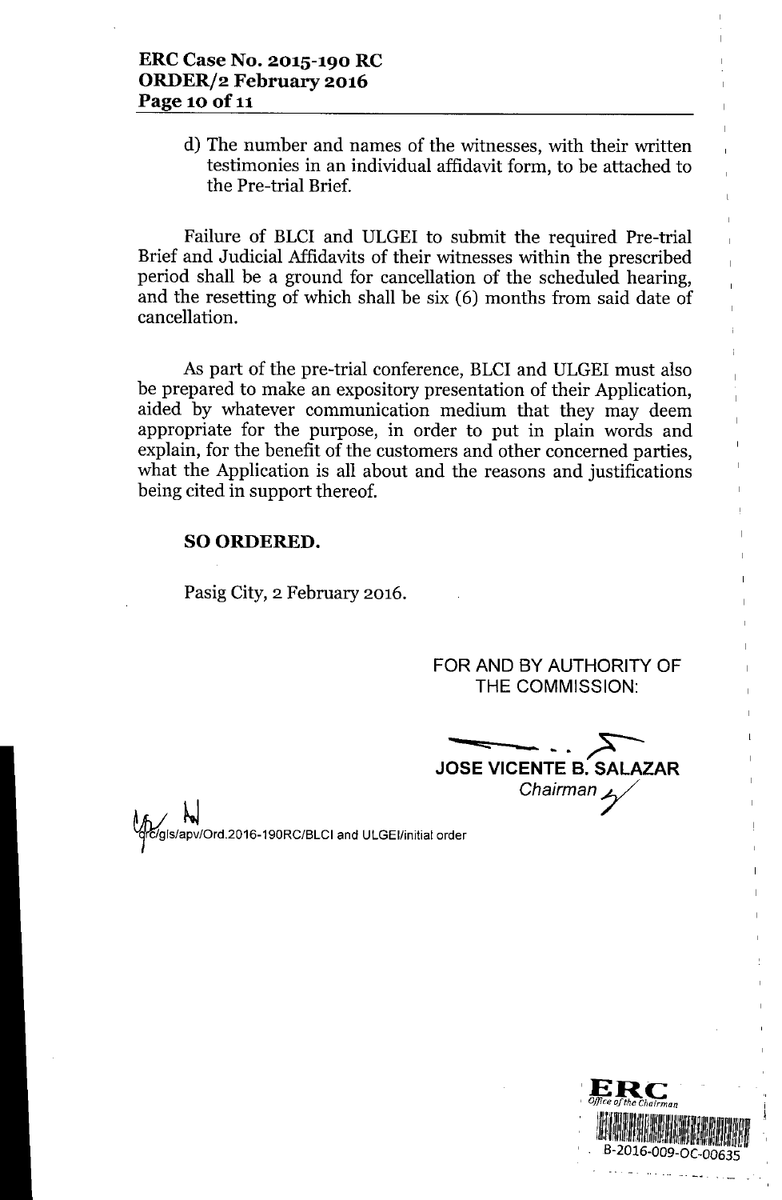d) The number and names of the witnesses, with their written testimonies in an individual affidavit form, to be attached to the Pre-trial Brief.

Failure of BLCI and ULGEI to submit the required Pre-trial Brief and Judicial Affidavits of their witnesses within the prescribed period shall be a ground for cancellation of the scheduled hearing, and the resetting of which shall be six (6) months from said date of cancellation.

As part of the pre-trial conference, BLCI and ULGEI must also be prepared to make an expository presentation of their Application, aided by whatever communication medium that they may deem appropriate for the purpose, in order to put in plain words and explain, for the benefit of the customers and other concerned parties, what the Application is all about and the reasons and justifications being cited in support thereof.

**SO ORDERED.**

Pasig City, 2 February 2016.

FOR AND BY AUTHORITY OF THE COMMISSION:

**JOSE VICENTE B. SALAZAR**
*Chairman*

grc/gls/apv/Ord.2016-190RC/BLCI and ULGEI/initial order

ERC
*Office of the Chairman*
B-2016-009-OC-00635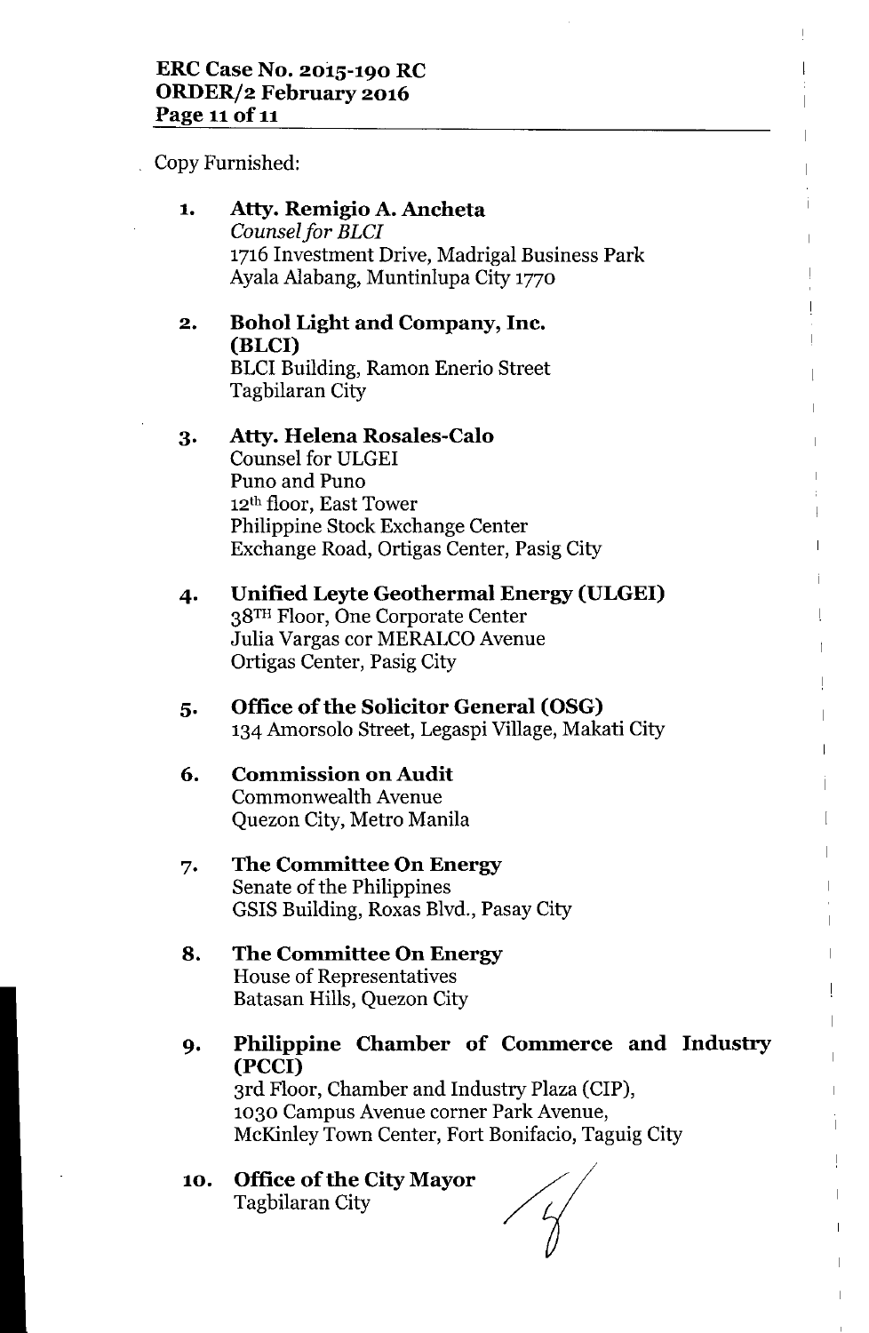Copy Furnished:

1. **Atty. Remigio A. Ancheta**
   *Counsel for BLCI*
   1716 Investment Drive, Madrigal Business Park
   Ayala Alabang, Muntinlupa City 1770

2. **Bohol Light and Company, Inc. (BLCI)**
   BLCI Building, Ramon Enerio Street
   Tagbilaran City

3. **Atty. Helena Rosales-Calo**
   Counsel for ULGEI
   Puno and Puno
   12th floor, East Tower
   Philippine Stock Exchange Center
   Exchange Road, Ortigas Center, Pasig City

4. **Unified Leyte Geothermal Energy (ULGEI)**
   38TH Floor, One Corporate Center
   Julia Vargas cor MERALCO Avenue
   Ortigas Center, Pasig City

5. **Office of the Solicitor General (OSG)**
   134 Amorsolo Street, Legaspi Village, Makati City

6. **Commission on Audit**
   Commonwealth Avenue
   Quezon City, Metro Manila

7. **The Committee On Energy**
   Senate of the Philippines
   GSIS Building, Roxas Blvd., Pasay City

8. **The Committee On Energy**
   House of Representatives
   Batasan Hills, Quezon City

9. **Philippine Chamber of Commerce and Industry (PCCI)**
   3rd Floor, Chamber and Industry Plaza (CIP),
   1030 Campus Avenue corner Park Avenue,
   McKinley Town Center, Fort Bonifacio, Taguig City

10. **Office of the City Mayor**
    Tagbilaran City